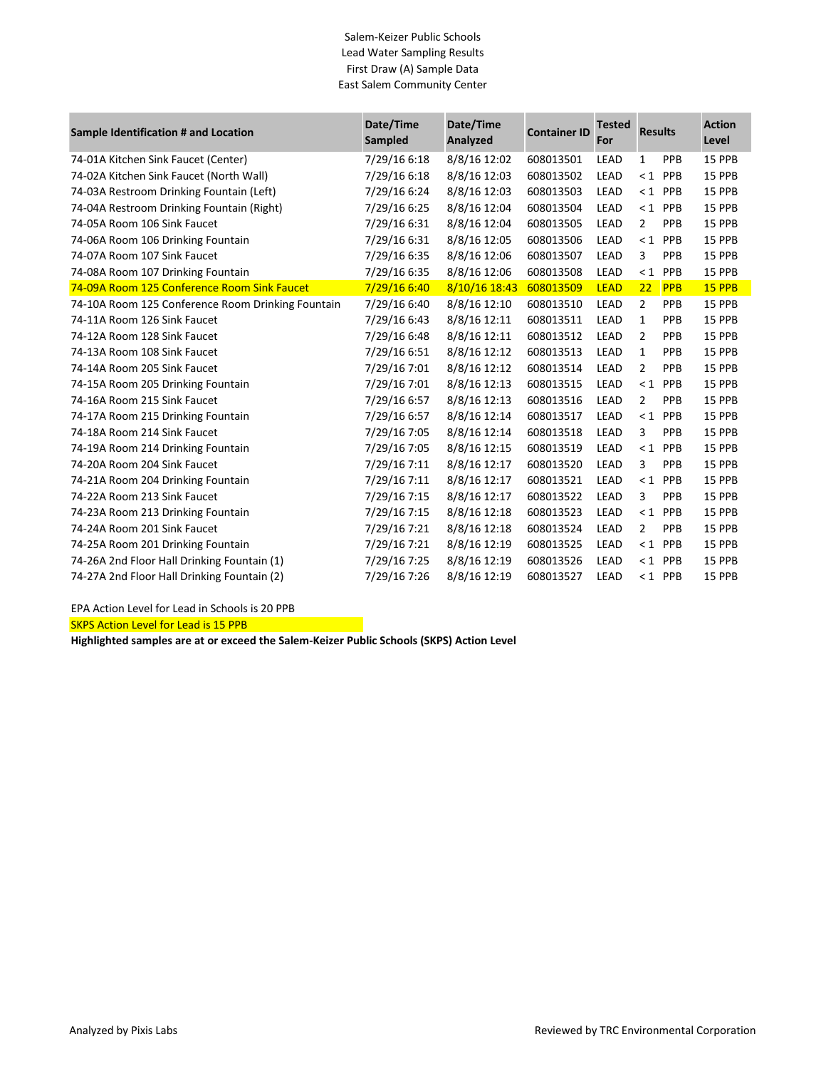# Salem-Keizer Public Schools
## Lead Water Sampling Results
### First Draw (A) Sample Data
### East Salem Community Center

| Sample Identification # and Location | Date/Time Sampled | Date/Time Analyzed | Container ID | Tested For | Results | | Action Level |
|---|---|---|---|---|---|---|---|
| 74-01A Kitchen Sink Faucet (Center) | 7/29/16 6:18 | 8/8/16 12:02 | 608013501 | LEAD | 1 | PPB | 15 PPB |
| 74-02A Kitchen Sink Faucet (North Wall) | 7/29/16 6:18 | 8/8/16 12:03 | 608013502 | LEAD | < 1 | PPB | 15 PPB |
| 74-03A Restroom Drinking Fountain (Left) | 7/29/16 6:24 | 8/8/16 12:03 | 608013503 | LEAD | < 1 | PPB | 15 PPB |
| 74-04A Restroom Drinking Fountain (Right) | 7/29/16 6:25 | 8/8/16 12:04 | 608013504 | LEAD | < 1 | PPB | 15 PPB |
| 74-05A Room 106 Sink Faucet | 7/29/16 6:31 | 8/8/16 12:04 | 608013505 | LEAD | 2 | PPB | 15 PPB |
| 74-06A Room 106 Drinking Fountain | 7/29/16 6:31 | 8/8/16 12:05 | 608013506 | LEAD | < 1 | PPB | 15 PPB |
| 74-07A Room 107 Sink Faucet | 7/29/16 6:35 | 8/8/16 12:06 | 608013507 | LEAD | 3 | PPB | 15 PPB |
| 74-08A Room 107 Drinking Fountain | 7/29/16 6:35 | 8/8/16 12:06 | 608013508 | LEAD | < 1 | PPB | 15 PPB |
| 74-09A Room 125 Conference Room Sink Faucet | 7/29/16 6:40 | 8/10/16 18:43 | 608013509 | LEAD | 22 | PPB | 15 PPB |
| 74-10A Room 125 Conference Room Drinking Fountain | 7/29/16 6:40 | 8/8/16 12:10 | 608013510 | LEAD | 2 | PPB | 15 PPB |
| 74-11A Room 126 Sink Faucet | 7/29/16 6:43 | 8/8/16 12:11 | 608013511 | LEAD | 1 | PPB | 15 PPB |
| 74-12A Room 128 Sink Faucet | 7/29/16 6:48 | 8/8/16 12:11 | 608013512 | LEAD | 2 | PPB | 15 PPB |
| 74-13A Room 108 Sink Faucet | 7/29/16 6:51 | 8/8/16 12:12 | 608013513 | LEAD | 1 | PPB | 15 PPB |
| 74-14A Room 205 Sink Faucet | 7/29/16 7:01 | 8/8/16 12:12 | 608013514 | LEAD | 2 | PPB | 15 PPB |
| 74-15A Room 205 Drinking Fountain | 7/29/16 7:01 | 8/8/16 12:13 | 608013515 | LEAD | < 1 | PPB | 15 PPB |
| 74-16A Room 215 Sink Faucet | 7/29/16 6:57 | 8/8/16 12:13 | 608013516 | LEAD | 2 | PPB | 15 PPB |
| 74-17A Room 215 Drinking Fountain | 7/29/16 6:57 | 8/8/16 12:14 | 608013517 | LEAD | < 1 | PPB | 15 PPB |
| 74-18A Room 214 Sink Faucet | 7/29/16 7:05 | 8/8/16 12:14 | 608013518 | LEAD | 3 | PPB | 15 PPB |
| 74-19A Room 214 Drinking Fountain | 7/29/16 7:05 | 8/8/16 12:15 | 608013519 | LEAD | < 1 | PPB | 15 PPB |
| 74-20A Room 204 Sink Faucet | 7/29/16 7:11 | 8/8/16 12:17 | 608013520 | LEAD | 3 | PPB | 15 PPB |
| 74-21A Room 204 Drinking Fountain | 7/29/16 7:11 | 8/8/16 12:17 | 608013521 | LEAD | < 1 | PPB | 15 PPB |
| 74-22A Room 213 Sink Faucet | 7/29/16 7:15 | 8/8/16 12:17 | 608013522 | LEAD | 3 | PPB | 15 PPB |
| 74-23A Room 213 Drinking Fountain | 7/29/16 7:15 | 8/8/16 12:18 | 608013523 | LEAD | < 1 | PPB | 15 PPB |
| 74-24A Room 201 Sink Faucet | 7/29/16 7:21 | 8/8/16 12:18 | 608013524 | LEAD | 2 | PPB | 15 PPB |
| 74-25A Room 201 Drinking Fountain | 7/29/16 7:21 | 8/8/16 12:19 | 608013525 | LEAD | < 1 | PPB | 15 PPB |
| 74-26A 2nd Floor Hall Drinking Fountain (1) | 7/29/16 7:25 | 8/8/16 12:19 | 608013526 | LEAD | < 1 | PPB | 15 PPB |
| 74-27A 2nd Floor Hall Drinking Fountain (2) | 7/29/16 7:26 | 8/8/16 12:19 | 608013527 | LEAD | < 1 | PPB | 15 PPB |

EPA Action Level for Lead in Schools is 20 PPB

SKPS Action Level for Lead is 15 PPB

**Highlighted samples are at or exceed the Salem-Keizer Public Schools (SKPS) Action Level**

Analyzed by Pixis Labs

Reviewed by TRC Environmental Corporation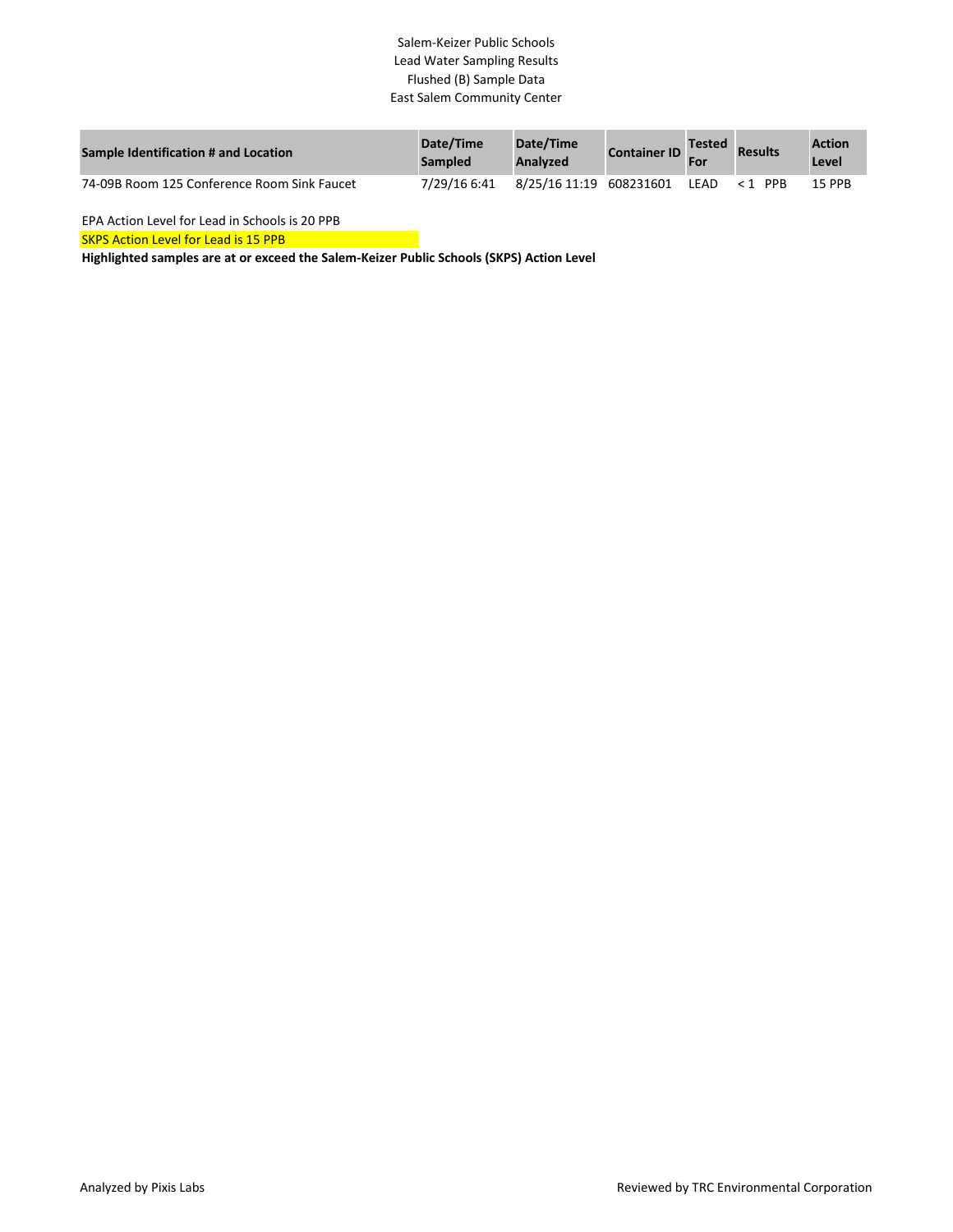Salem-Keizer Public Schools
Lead Water Sampling Results
Flushed (B) Sample Data
East Salem Community Center

| Sample Identification # and Location | Date/Time Sampled | Date/Time Analyzed | Container ID | Tested For | Results | Action Level |
|---|---|---|---|---|---|---|
| 74-09B Room 125 Conference Room Sink Faucet | 7/29/16 6:41 | 8/25/16 11:19 | 608231601 | LEAD | < 1 PPB | 15 PPB |

EPA Action Level for Lead in Schools is 20 PPB

SKPS Action Level for Lead is 15 PPB

**Highlighted samples are at or exceed the Salem-Keizer Public Schools (SKPS) Action Level**

Analyzed by Pixis Labs

Reviewed by TRC Environmental Corporation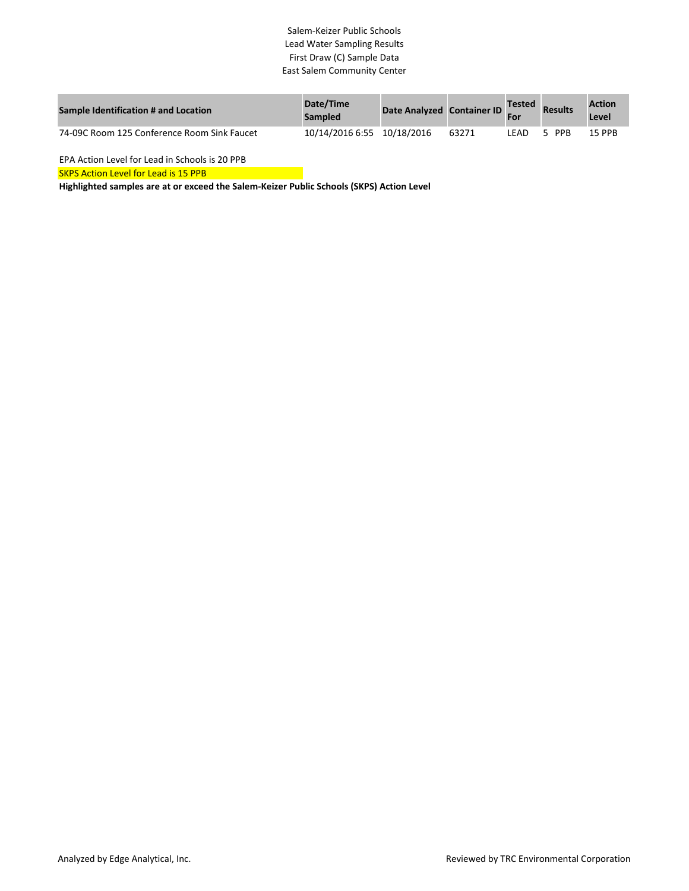Salem-Keizer Public Schools
Lead Water Sampling Results
First Draw (C) Sample Data
East Salem Community Center

| Sample Identification # and Location | Date/Time Sampled | Date Analyzed | Container ID | Tested For | Results | Action Level |
|---|---|---|---|---|---|---|
| 74-09C Room 125 Conference Room Sink Faucet | 10/14/2016 6:55 | 10/18/2016 | 63271 | LEAD | 5 PPB | 15 PPB |

EPA Action Level for Lead in Schools is 20 PPB

SKPS Action Level for Lead is 15 PPB

**Highlighted samples are at or exceed the Salem-Keizer Public Schools (SKPS) Action Level**

Analyzed by Edge Analytical, Inc.

Reviewed by TRC Environmental Corporation